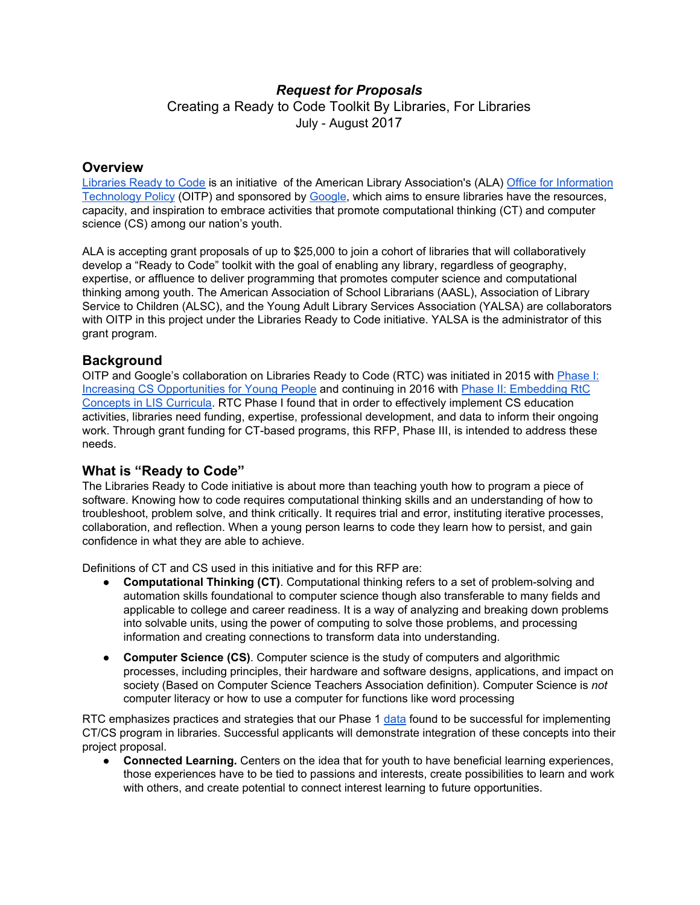# *Request for Proposals*

Creating a Ready to Code Toolkit By Libraries, For Libraries
July - August 2017

## Overview

Libraries Ready to Code is an initiative of the American Library Association's (ALA) Office for Information Technology Policy (OITP) and sponsored by Google, which aims to ensure libraries have the resources, capacity, and inspiration to embrace activities that promote computational thinking (CT) and computer science (CS) among our nation's youth.

ALA is accepting grant proposals of up to $25,000 to join a cohort of libraries that will collaboratively develop a "Ready to Code" toolkit with the goal of enabling any library, regardless of geography, expertise, or affluence to deliver programming that promotes computer science and computational thinking among youth. The American Association of School Librarians (AASL), Association of Library Service to Children (ALSC), and the Young Adult Library Services Association (YALSA) are collaborators with OITP in this project under the Libraries Ready to Code initiative. YALSA is the administrator of this grant program.

## Background

OITP and Google's collaboration on Libraries Ready to Code (RTC) was initiated in 2015 with Phase I: Increasing CS Opportunities for Young People and continuing in 2016 with Phase II: Embedding RtC Concepts in LIS Curricula. RTC Phase I found that in order to effectively implement CS education activities, libraries need funding, expertise, professional development, and data to inform their ongoing work. Through grant funding for CT-based programs, this RFP, Phase III, is intended to address these needs.

## What is "Ready to Code"

The Libraries Ready to Code initiative is about more than teaching youth how to program a piece of software. Knowing how to code requires computational thinking skills and an understanding of how to troubleshoot, problem solve, and think critically. It requires trial and error, instituting iterative processes, collaboration, and reflection. When a young person learns to code they learn how to persist, and gain confidence in what they are able to achieve.

Definitions of CT and CS used in this initiative and for this RFP are:

- **Computational Thinking (CT)**. Computational thinking refers to a set of problem-solving and automation skills foundational to computer science though also transferable to many fields and applicable to college and career readiness. It is a way of analyzing and breaking down problems into solvable units, using the power of computing to solve those problems, and processing information and creating connections to transform data into understanding.
- **Computer Science (CS)**. Computer science is the study of computers and algorithmic processes, including principles, their hardware and software designs, applications, and impact on society (Based on Computer Science Teachers Association definition). Computer Science is *not* computer literacy or how to use a computer for functions like word processing

RTC emphasizes practices and strategies that our Phase 1 data found to be successful for implementing CT/CS program in libraries. Successful applicants will demonstrate integration of these concepts into their project proposal.

- **Connected Learning.** Centers on the idea that for youth to have beneficial learning experiences, those experiences have to be tied to passions and interests, create possibilities to learn and work with others, and create potential to connect interest learning to future opportunities.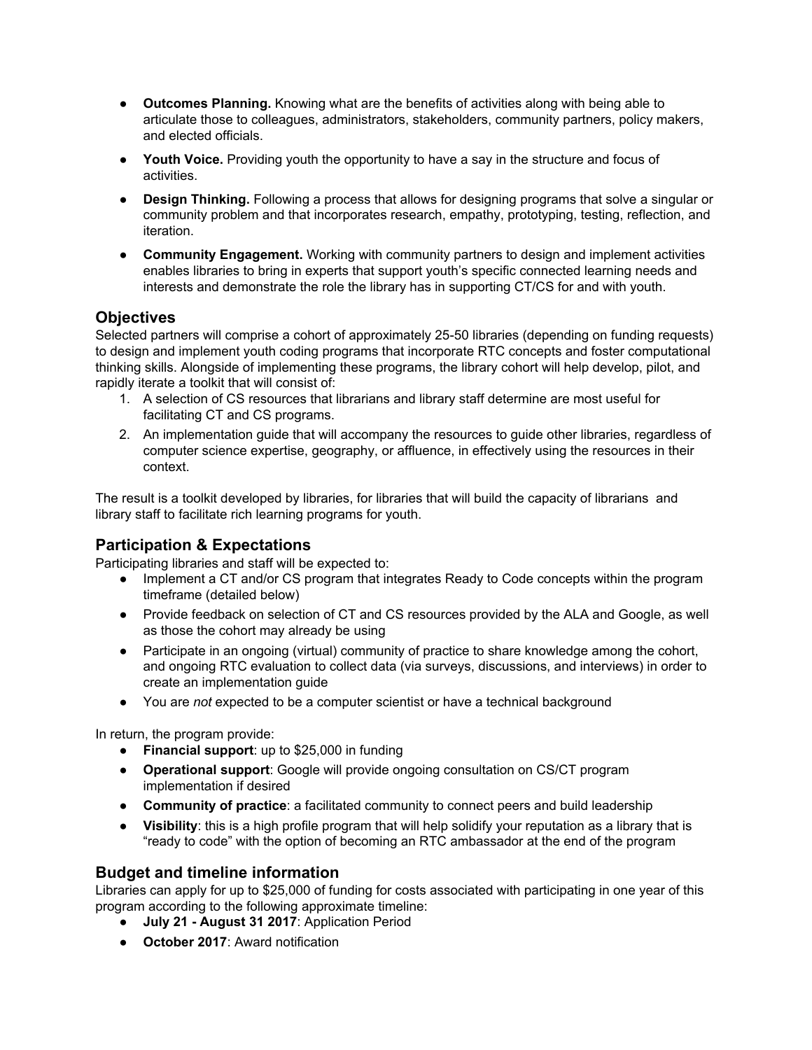- **Outcomes Planning.** Knowing what are the benefits of activities along with being able to articulate those to colleagues, administrators, stakeholders, community partners, policy makers, and elected officials.
- **Youth Voice.** Providing youth the opportunity to have a say in the structure and focus of activities.
- **Design Thinking.** Following a process that allows for designing programs that solve a singular or community problem and that incorporates research, empathy, prototyping, testing, reflection, and iteration.
- **Community Engagement.** Working with community partners to design and implement activities enables libraries to bring in experts that support youth's specific connected learning needs and interests and demonstrate the role the library has in supporting CT/CS for and with youth.

## Objectives

Selected partners will comprise a cohort of approximately 25-50 libraries (depending on funding requests) to design and implement youth coding programs that incorporate RTC concepts and foster computational thinking skills. Alongside of implementing these programs, the library cohort will help develop, pilot, and rapidly iterate a toolkit that will consist of:

1. A selection of CS resources that librarians and library staff determine are most useful for facilitating CT and CS programs.
2. An implementation guide that will accompany the resources to guide other libraries, regardless of computer science expertise, geography, or affluence, in effectively using the resources in their context.

The result is a toolkit developed by libraries, for libraries that will build the capacity of librarians and library staff to facilitate rich learning programs for youth.

## Participation & Expectations

Participating libraries and staff will be expected to:

- Implement a CT and/or CS program that integrates Ready to Code concepts within the program timeframe (detailed below)
- Provide feedback on selection of CT and CS resources provided by the ALA and Google, as well as those the cohort may already be using
- Participate in an ongoing (virtual) community of practice to share knowledge among the cohort, and ongoing RTC evaluation to collect data (via surveys, discussions, and interviews) in order to create an implementation guide
- You are *not* expected to be a computer scientist or have a technical background

In return, the program provide:

- **Financial support**: up to $25,000 in funding
- **Operational support**: Google will provide ongoing consultation on CS/CT program implementation if desired
- **Community of practice**: a facilitated community to connect peers and build leadership
- **Visibility**: this is a high profile program that will help solidify your reputation as a library that is "ready to code" with the option of becoming an RTC ambassador at the end of the program

## Budget and timeline information

Libraries can apply for up to $25,000 of funding for costs associated with participating in one year of this program according to the following approximate timeline:

- **July 21 - August 31 2017**: Application Period
- **October 2017**: Award notification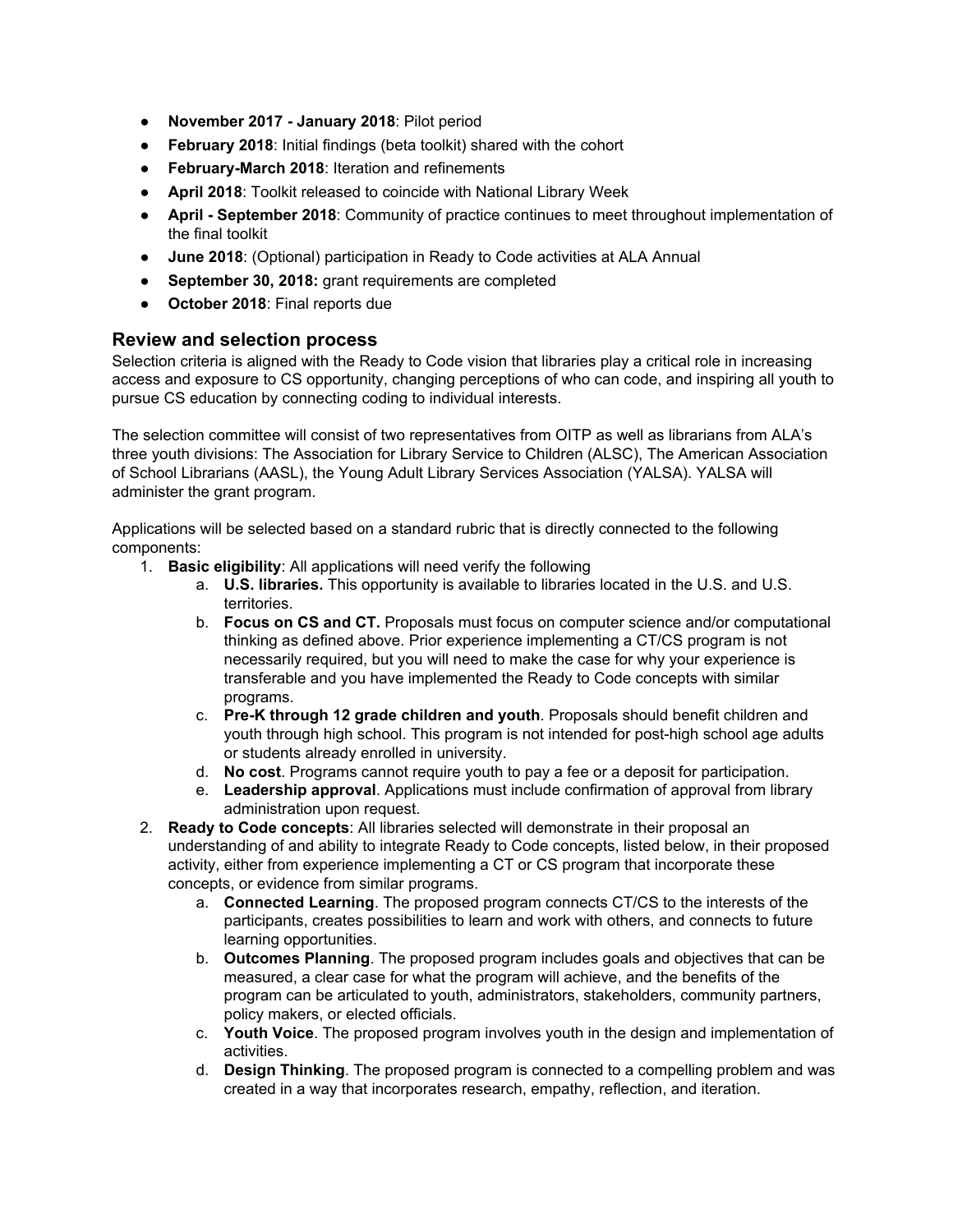- **November 2017 - January 2018**: Pilot period
- **February 2018**: Initial findings (beta toolkit) shared with the cohort
- **February-March 2018**: Iteration and refinements
- **April 2018**: Toolkit released to coincide with National Library Week
- **April - September 2018**: Community of practice continues to meet throughout implementation of the final toolkit
- **June 2018**: (Optional) participation in Ready to Code activities at ALA Annual
- **September 30, 2018:** grant requirements are completed
- **October 2018**: Final reports due

## Review and selection process

Selection criteria is aligned with the Ready to Code vision that libraries play a critical role in increasing access and exposure to CS opportunity, changing perceptions of who can code, and inspiring all youth to pursue CS education by connecting coding to individual interests.

The selection committee will consist of two representatives from OITP as well as librarians from ALA's three youth divisions: The Association for Library Service to Children (ALSC), The American Association of School Librarians (AASL), the Young Adult Library Services Association (YALSA). YALSA will administer the grant program.

Applications will be selected based on a standard rubric that is directly connected to the following components:

1. **Basic eligibility**: All applications will need verify the following
   a. **U.S. libraries.** This opportunity is available to libraries located in the U.S. and U.S. territories.
   b. **Focus on CS and CT.** Proposals must focus on computer science and/or computational thinking as defined above. Prior experience implementing a CT/CS program is not necessarily required, but you will need to make the case for why your experience is transferable and you have implemented the Ready to Code concepts with similar programs.
   c. **Pre-K through 12 grade children and youth**. Proposals should benefit children and youth through high school. This program is not intended for post-high school age adults or students already enrolled in university.
   d. **No cost**. Programs cannot require youth to pay a fee or a deposit for participation.
   e. **Leadership approval**. Applications must include confirmation of approval from library administration upon request.
2. **Ready to Code concepts**: All libraries selected will demonstrate in their proposal an understanding of and ability to integrate Ready to Code concepts, listed below, in their proposed activity, either from experience implementing a CT or CS program that incorporate these concepts, or evidence from similar programs.
   a. **Connected Learning**. The proposed program connects CT/CS to the interests of the participants, creates possibilities to learn and work with others, and connects to future learning opportunities.
   b. **Outcomes Planning**. The proposed program includes goals and objectives that can be measured, a clear case for what the program will achieve, and the benefits of the program can be articulated to youth, administrators, stakeholders, community partners, policy makers, or elected officials.
   c. **Youth Voice**. The proposed program involves youth in the design and implementation of activities.
   d. **Design Thinking**. The proposed program is connected to a compelling problem and was created in a way that incorporates research, empathy, reflection, and iteration.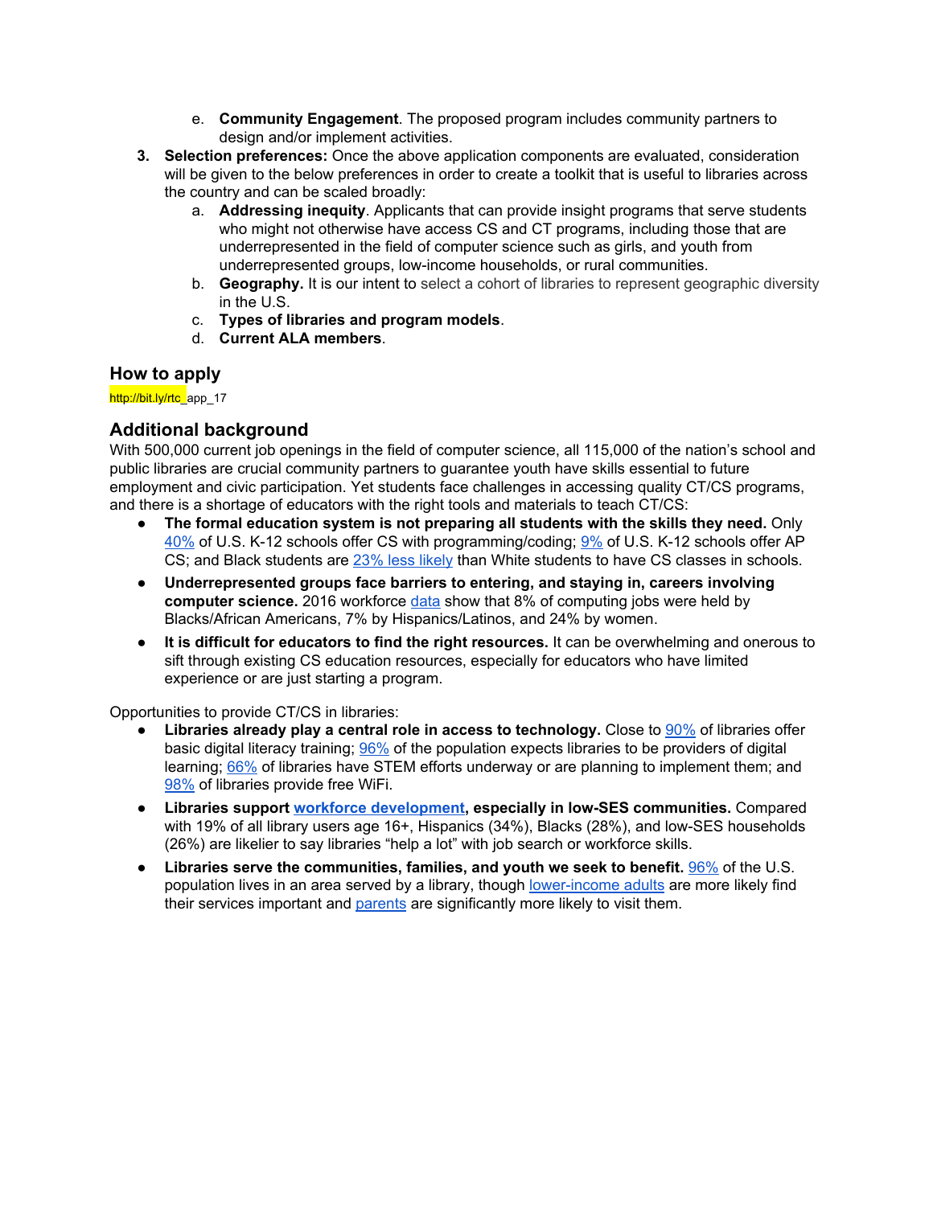e. **Community Engagement**. The proposed program includes community partners to design and/or implement activities.

3. **Selection preferences:** Once the above application components are evaluated, consideration will be given to the below preferences in order to create a toolkit that is useful to libraries across the country and can be scaled broadly:
   a. **Addressing inequity**. Applicants that can provide insight programs that serve students who might not otherwise have access CS and CT programs, including those that are underrepresented in the field of computer science such as girls, and youth from underrepresented groups, low-income households, or rural communities.
   b. **Geography.** It is our intent to select a cohort of libraries to represent geographic diversity in the U.S.
   c. **Types of libraries and program models**.
   d. **Current ALA members**.

## How to apply

http://bit.ly/rtc_app_17

## Additional background

With 500,000 current job openings in the field of computer science, all 115,000 of the nation's school and public libraries are crucial community partners to guarantee youth have skills essential to future employment and civic participation. Yet students face challenges in accessing quality CT/CS programs, and there is a shortage of educators with the right tools and materials to teach CT/CS:

- **The formal education system is not preparing all students with the skills they need.** Only 40% of U.S. K-12 schools offer CS with programming/coding; 9% of U.S. K-12 schools offer AP CS; and Black students are 23% less likely than White students to have CS classes in schools.
- **Underrepresented groups face barriers to entering, and staying in, careers involving computer science.** 2016 workforce data show that 8% of computing jobs were held by Blacks/African Americans, 7% by Hispanics/Latinos, and 24% by women.
- **It is difficult for educators to find the right resources.** It can be overwhelming and onerous to sift through existing CS education resources, especially for educators who have limited experience or are just starting a program.

Opportunities to provide CT/CS in libraries:

- **Libraries already play a central role in access to technology.** Close to 90% of libraries offer basic digital literacy training; 96% of the population expects libraries to be providers of digital learning; 66% of libraries have STEM efforts underway or are planning to implement them; and 98% of libraries provide free WiFi.
- **Libraries support workforce development, especially in low-SES communities.** Compared with 19% of all library users age 16+, Hispanics (34%), Blacks (28%), and low-SES households (26%) are likelier to say libraries "help a lot" with job search or workforce skills.
- **Libraries serve the communities, families, and youth we seek to benefit.** 96% of the U.S. population lives in an area served by a library, though lower-income adults are more likely find their services important and parents are significantly more likely to visit them.